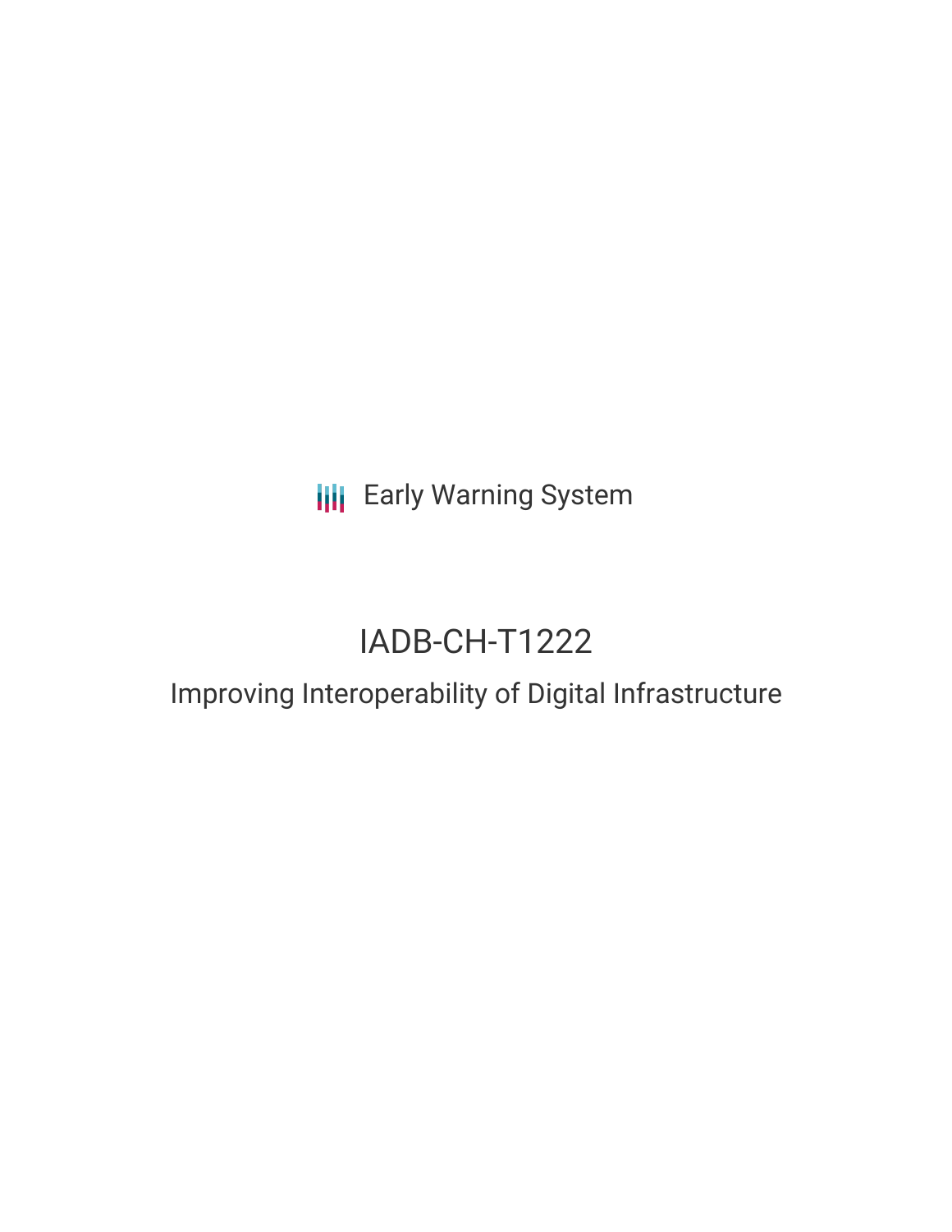Early Warning System

# IADB-CH-T1222

## Improving Interoperability of Digital Infrastructure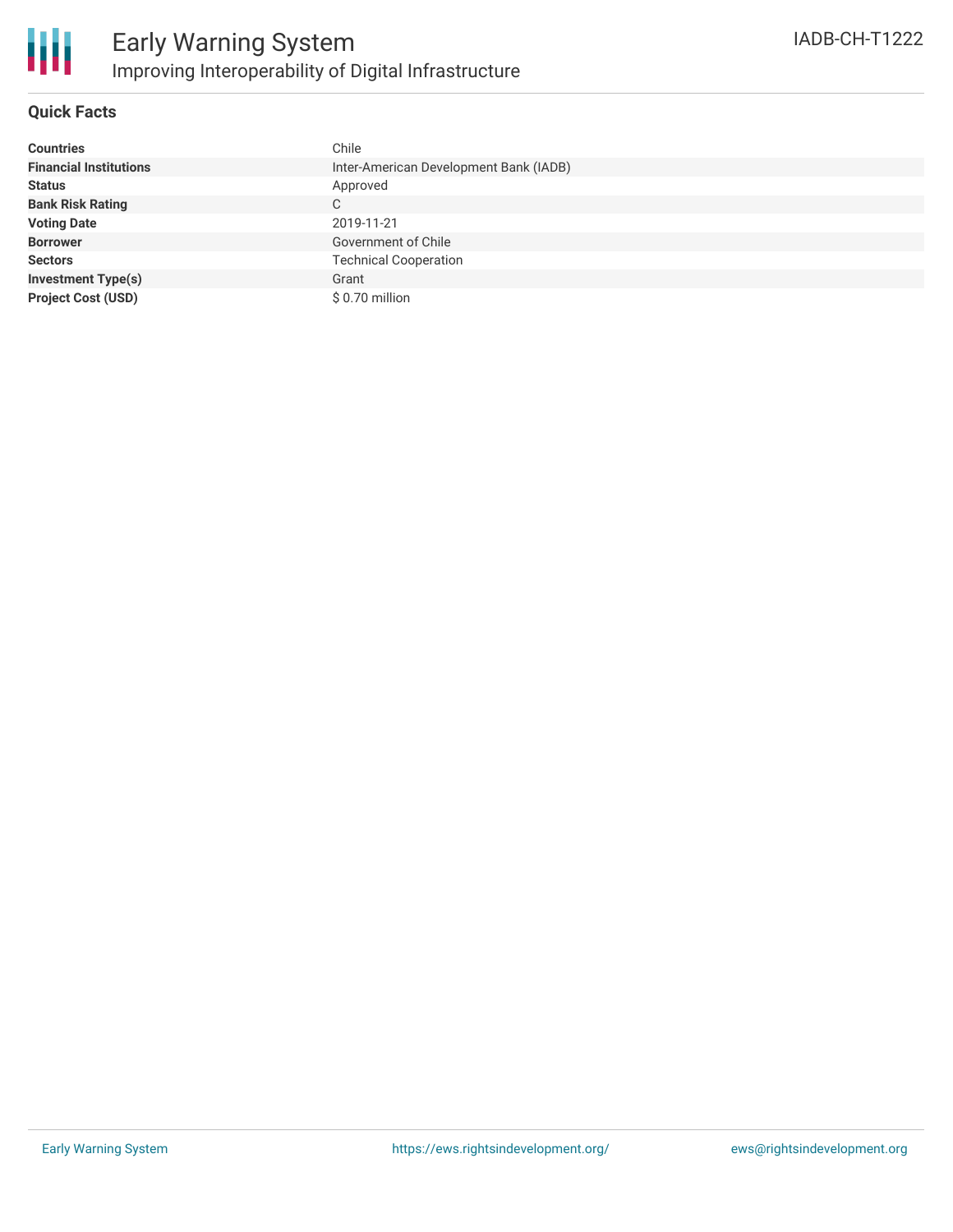# Early Warning System

## Improving Interoperability of Digital Infrastructure

IADB-CH-T1222

### Quick Facts

| | |
|---|---|
| **Countries** | Chile |
| **Financial Institutions** | Inter-American Development Bank (IADB) |
| **Status** | Approved |
| **Bank Risk Rating** | C |
| **Voting Date** | 2019-11-21 |
| **Borrower** | Government of Chile |
| **Sectors** | Technical Cooperation |
| **Investment Type(s)** | Grant |
| **Project Cost (USD)** | $ 0.70 million |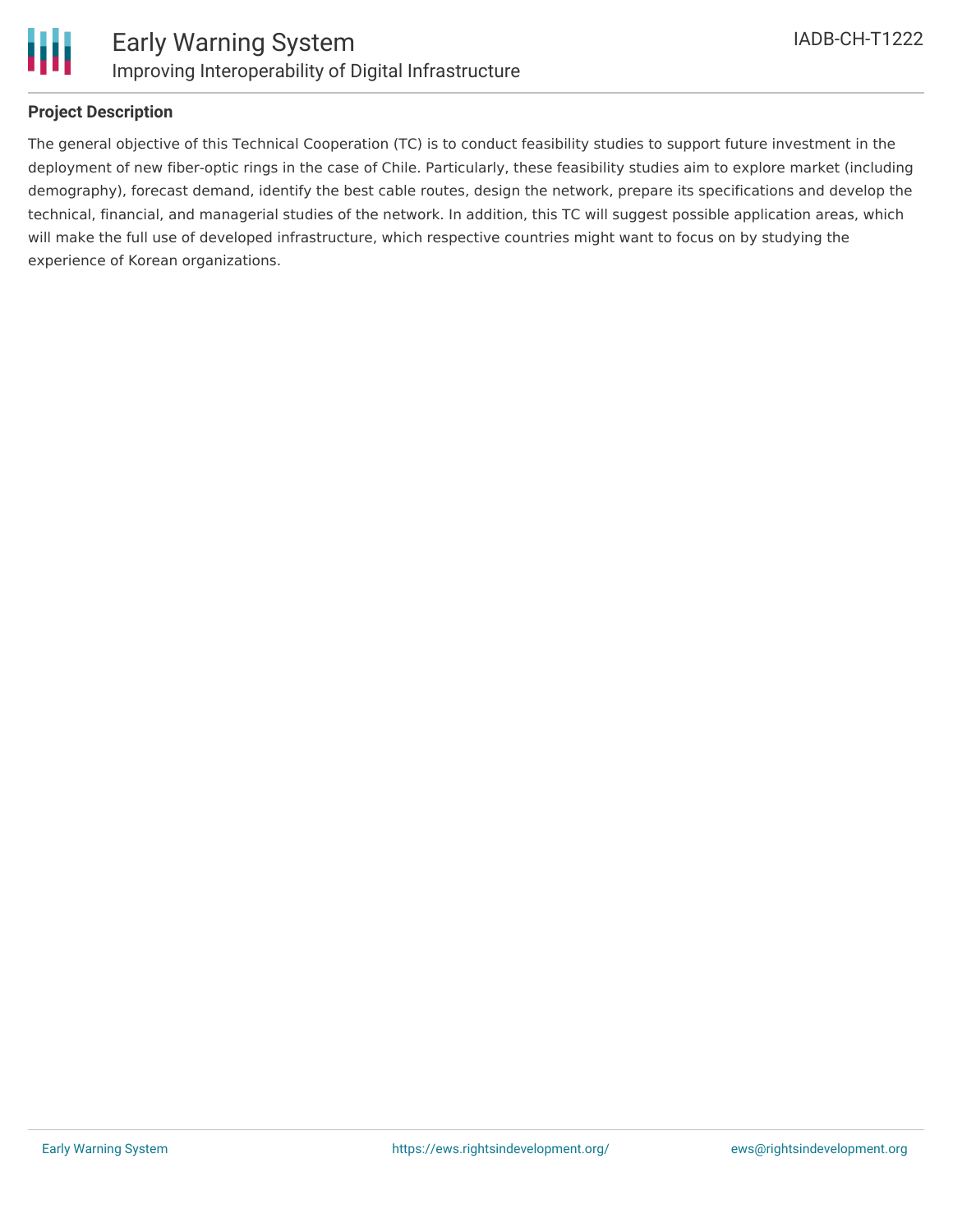**Project Description**

The general objective of this Technical Cooperation (TC) is to conduct feasibility studies to support future investment in the deployment of new fiber-optic rings in the case of Chile. Particularly, these feasibility studies aim to explore market (including demography), forecast demand, identify the best cable routes, design the network, prepare its specifications and develop the technical, financial, and managerial studies of the network. In addition, this TC will suggest possible application areas, which will make the full use of developed infrastructure, which respective countries might want to focus on by studying the experience of Korean organizations.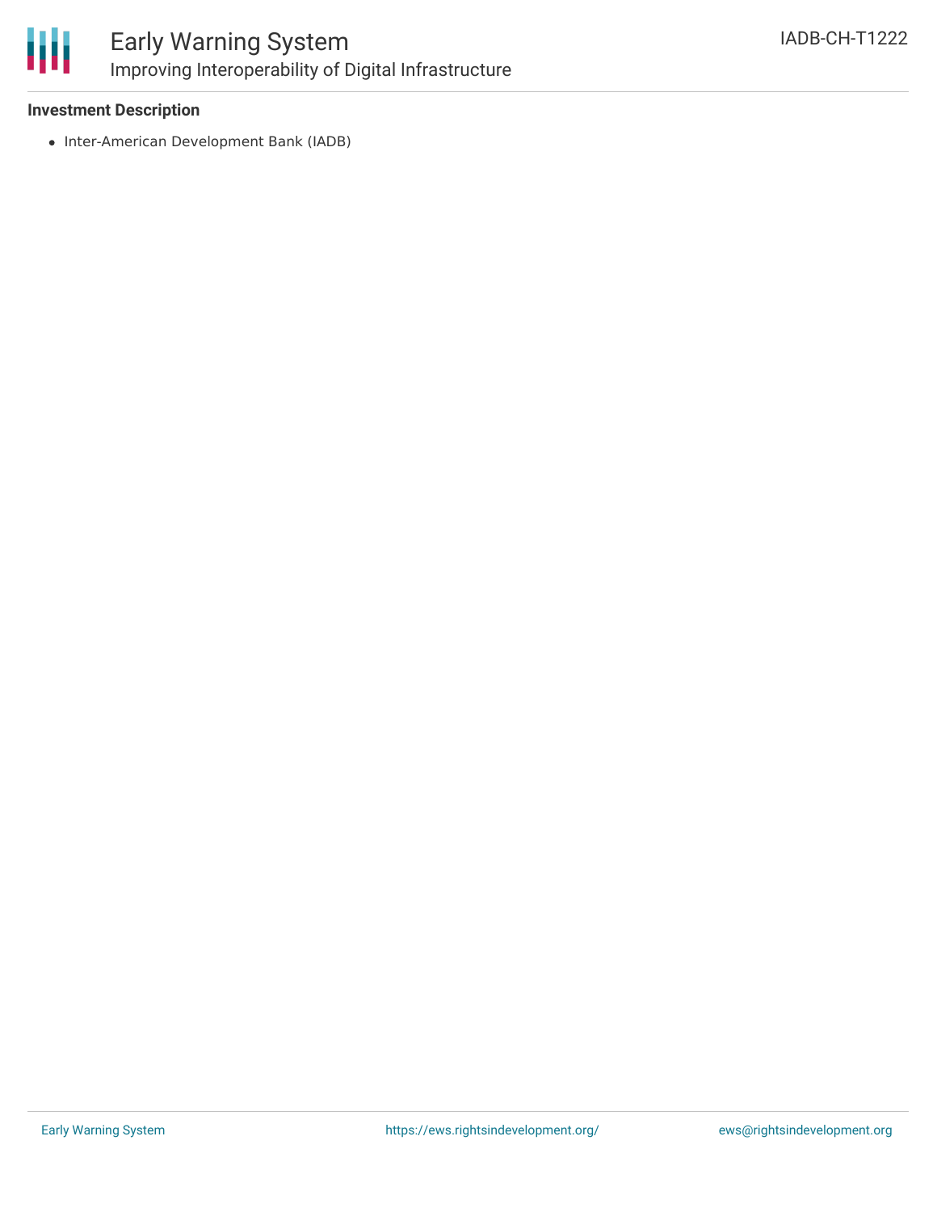### Investment Description

- Inter-American Development Bank (IADB)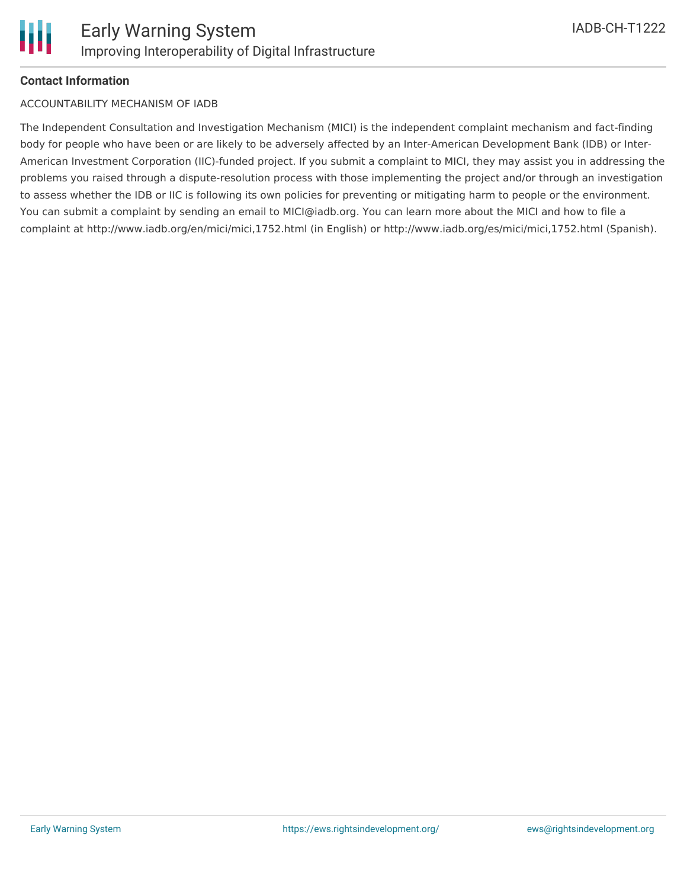**Contact Information**

ACCOUNTABILITY MECHANISM OF IADB

The Independent Consultation and Investigation Mechanism (MICI) is the independent complaint mechanism and fact-finding body for people who have been or are likely to be adversely affected by an Inter-American Development Bank (IDB) or Inter-American Investment Corporation (IIC)-funded project. If you submit a complaint to MICI, they may assist you in addressing the problems you raised through a dispute-resolution process with those implementing the project and/or through an investigation to assess whether the IDB or IIC is following its own policies for preventing or mitigating harm to people or the environment. You can submit a complaint by sending an email to MICI@iadb.org. You can learn more about the MICI and how to file a complaint at http://www.iadb.org/en/mici/mici,1752.html (in English) or http://www.iadb.org/es/mici/mici,1752.html (Spanish).